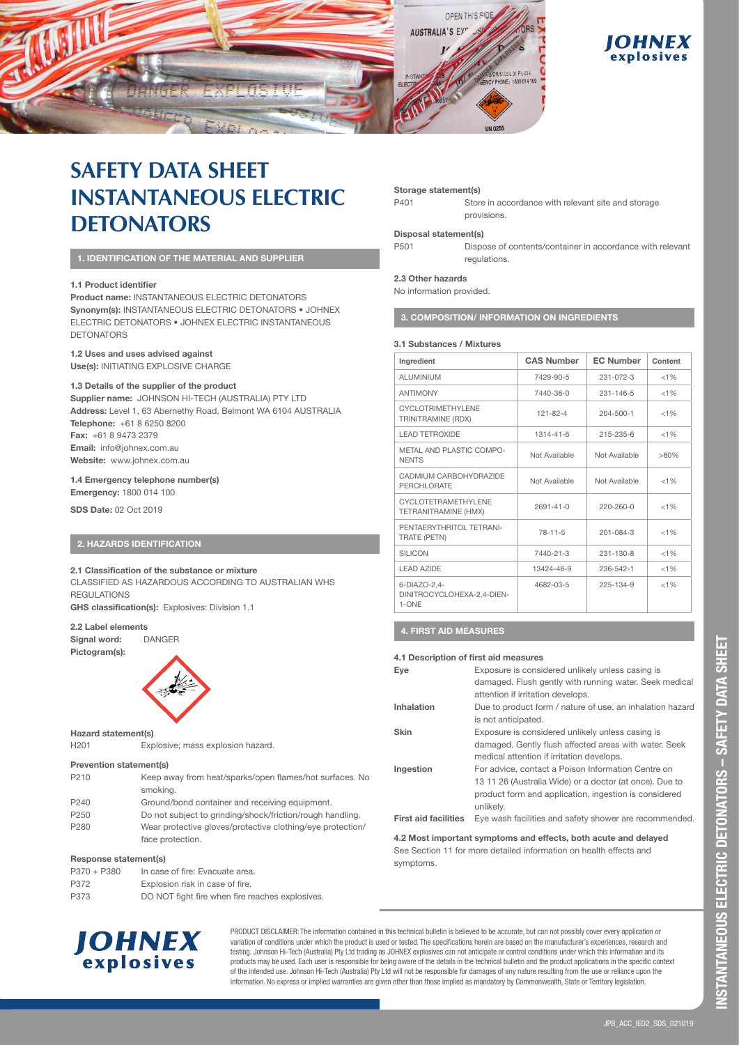# SAFETY DATA SHEET INSTANTANEOUS ELECTRIC DETONATORS

## 1. IDENTIFICATION OF THE MATERIAL AND SUPPLIER

**1.1 Product identifier**

**Product name:** INSTANTANEOUS ELECTRIC DETONATORS
**Synonym(s):** INSTANTANEOUS ELECTRIC DETONATORS • JOHNEX ELECTRIC DETONATORS • JOHNEX ELECTRIC INSTANTANEOUS DETONATORS

**1.2 Uses and uses advised against**
**Use(s):** INITIATING EXPLOSIVE CHARGE

**1.3 Details of the supplier of the product**
**Supplier name:** JOHNSON HI-TECH (AUSTRALIA) PTY LTD
**Address:** Level 1, 63 Abernethy Road, Belmont WA 6104 AUSTRALIA
**Telephone:** +61 8 6250 8200
**Fax:** +61 8 9473 2379
**Email:** info@johnex.com.au
**Website:** www.johnex.com.au

**1.4 Emergency telephone number(s)**
**Emergency:** 1800 014 100

**SDS Date:** 02 Oct 2019

## 2. HAZARDS IDENTIFICATION

**2.1 Classification of the substance or mixture**
CLASSIFIED AS HAZARDOUS ACCORDING TO AUSTRALIAN WHS REGULATIONS
**GHS classification(s):** Explosives: Division 1.1

**2.2 Label elements**
**Signal word:** DANGER
**Pictogram(s):**

**Hazard statement(s)**

| | |
|---|---|
| H201 | Explosive; mass explosion hazard. |

**Prevention statement(s)**

| | |
|---|---|
| P210 | Keep away from heat/sparks/open flames/hot surfaces. No smoking. |
| P240 | Ground/bond container and receiving equipment. |
| P250 | Do not subject to grinding/shock/friction/rough handling. |
| P280 | Wear protective gloves/protective clothing/eye protection/ face protection. |

**Response statement(s)**

| | |
|---|---|
| P370 + P380 | In case of fire: Evacuate area. |
| P372 | Explosion risk in case of fire. |
| P373 | DO NOT fight fire when fire reaches explosives. |

**Storage statement(s)**

| | |
|---|---|
| P401 | Store in accordance with relevant site and storage provisions. |

**Disposal statement(s)**

| | |
|---|---|
| P501 | Dispose of contents/container in accordance with relevant regulations. |

**2.3 Other hazards**
No information provided.

## 3. COMPOSITION/ INFORMATION ON INGREDIENTS

**3.1 Substances / Mixtures**

| Ingredient | CAS Number | EC Number | Content |
|---|---|---|---|
| ALUMINIUM | 7429-90-5 | 231-072-3 | <1% |
| ANTIMONY | 7440-36-0 | 231-146-5 | <1% |
| CYCLOTRIMETHYLENE TRINITRAMINE (RDX) | 121-82-4 | 204-500-1 | <1% |
| LEAD TETROXIDE | 1314-41-6 | 215-235-6 | <1% |
| METAL AND PLASTIC COMPONENTS | Not Available | Not Available | >60% |
| CADMIUM CARBOHYDRAZIDE PERCHLORATE | Not Available | Not Available | <1% |
| CYCLOTETRAMETHYLENE TETRANITRAMINE (HMX) | 2691-41-0 | 220-260-0 | <1% |
| PENTAERYTHRITOL TETRANITRATE (PETN) | 78-11-5 | 201-084-3 | <1% |
| SILICON | 7440-21-3 | 231-130-8 | <1% |
| LEAD AZIDE | 13424-46-9 | 236-542-1 | <1% |
| 6-DIAZO-2,4-DINITROCYCLOHEXA-2,4-DIEN-1-ONE | 4682-03-5 | 225-134-9 | <1% |

## 4. FIRST AID MEASURES

**4.1 Description of first aid measures**

| | |
|---|---|
| **Eye** | Exposure is considered unlikely unless casing is damaged. Flush gently with running water. Seek medical attention if irritation develops. |
| **Inhalation** | Due to product form / nature of use, an inhalation hazard is not anticipated. |
| **Skin** | Exposure is considered unlikely unless casing is damaged. Gently flush affected areas with water. Seek medical attention if irritation develops. |
| **Ingestion** | For advice, contact a Poison Information Centre on 13 11 26 (Australia Wide) or a doctor (at once). Due to product form and application, ingestion is considered unlikely. |
| **First aid facilities** | Eye wash facilities and safety shower are recommended. |

**4.2 Most important symptoms and effects, both acute and delayed**
See Section 11 for more detailed information on health effects and symptoms.

PRODUCT DISCLAIMER: The information contained in this technical bulletin is believed to be accurate, but can not possibly cover every application or variation of conditions under which the product is used or tested. The specifications herein are based on the manufacturer's experiences, research and testing. Johnson Hi-Tech (Australia) Pty Ltd trading as JOHNEX explosives can not anticipate or control conditions under which this information and its products may be used. Each user is responsible for being aware of the details in the technical bulletin and the product applications in the specific context of the intended use. Johnson Hi-Tech (Australia) Pty Ltd will not be responsible for damages of any nature resulting from the use or reliance upon the information. No express or implied warranties are given other than those implied as mandatory by Commonwealth, State or Territory legislation.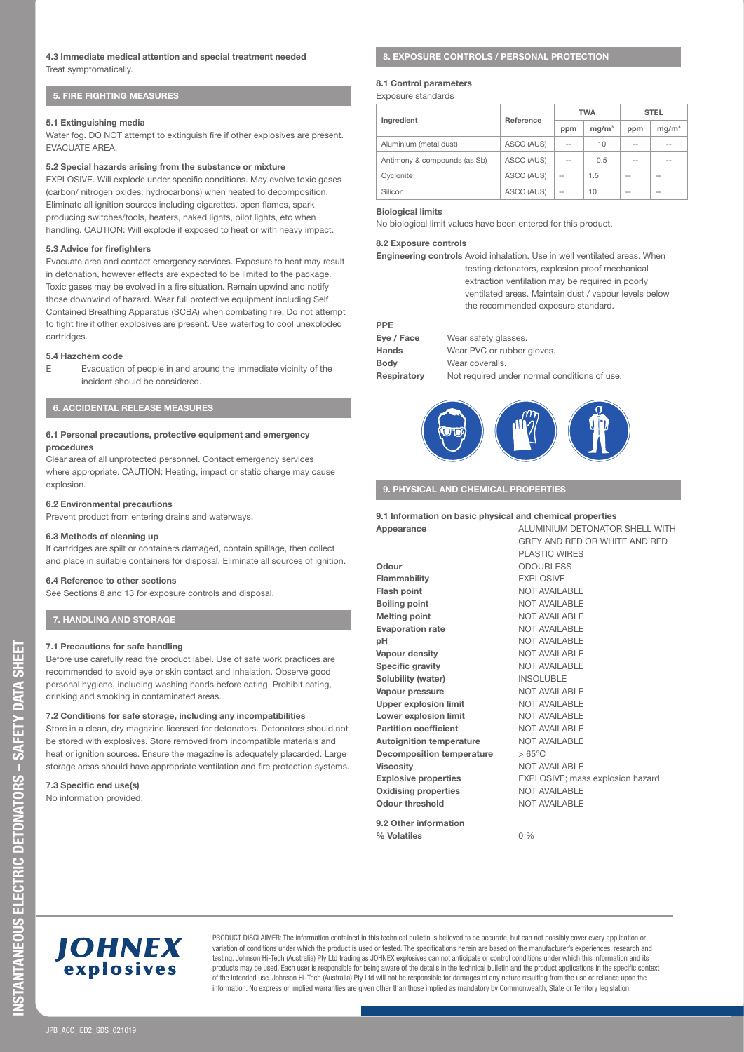### 4.3 Immediate medical attention and special treatment needed

Treat symptomatically.

## 5. FIRE FIGHTING MEASURES

### 5.1 Extinguishing media

Water fog. DO NOT attempt to extinguish fire if other explosives are present. EVACUATE AREA.

### 5.2 Special hazards arising from the substance or mixture

EXPLOSIVE. Will explode under specific conditions. May evolve toxic gases (carbon/ nitrogen oxides, hydrocarbons) when heated to decomposition. Eliminate all ignition sources including cigarettes, open flames, spark producing switches/tools, heaters, naked lights, pilot lights, etc when handling. CAUTION: Will explode if exposed to heat or with heavy impact.

### 5.3 Advice for firefighters

Evacuate area and contact emergency services. Exposure to heat may result in detonation, however effects are expected to be limited to the package. Toxic gases may be evolved in a fire situation. Remain upwind and notify those downwind of hazard. Wear full protective equipment including Self Contained Breathing Apparatus (SCBA) when combating fire. Do not attempt to fight fire if other explosives are present. Use waterfog to cool unexploded cartridges.

### 5.4 Hazchem code

E Evacuation of people in and around the immediate vicinity of the incident should be considered.

## 6. ACCIDENTAL RELEASE MEASURES

### 6.1 Personal precautions, protective equipment and emergency procedures

Clear area of all unprotected personnel. Contact emergency services where appropriate. CAUTION: Heating, impact or static charge may cause explosion.

### 6.2 Environmental precautions

Prevent product from entering drains and waterways.

### 6.3 Methods of cleaning up

If cartridges are spilt or containers damaged, contain spillage, then collect and place in suitable containers for disposal. Eliminate all sources of ignition.

### 6.4 Reference to other sections

See Sections 8 and 13 for exposure controls and disposal.

## 7. HANDLING AND STORAGE

### 7.1 Precautions for safe handling

Before use carefully read the product label. Use of safe work practices are recommended to avoid eye or skin contact and inhalation. Observe good personal hygiene, including washing hands before eating. Prohibit eating, drinking and smoking in contaminated areas.

### 7.2 Conditions for safe storage, including any incompatibilities

Store in a clean, dry magazine licensed for detonators. Detonators should not be stored with explosives. Store removed from incompatible materials and heat or ignition sources. Ensure the magazine is adequately placarded. Large storage areas should have appropriate ventilation and fire protection systems.

### 7.3 Specific end use(s)

No information provided.

## 8. EXPOSURE CONTROLS / PERSONAL PROTECTION

### 8.1 Control parameters

Exposure standards

| Ingredient | Reference | TWA | | STEL | |
|---|---|---|---|---|---|
| | | ppm | mg/m³ | ppm | mg/m³ |
| Aluminium (metal dust) | ASCC (AUS) | -- | 10 | -- | -- |
| Antimony & compounds (as Sb) | ASCC (AUS) | -- | 0.5 | -- | -- |
| Cyclonite | ASCC (AUS) | -- | 1.5 | -- | -- |
| Silicon | ASCC (AUS) | -- | 10 | -- | -- |

**Biological limits**

No biological limit values have been entered for this product.

### 8.2 Exposure controls

**Engineering controls** Avoid inhalation. Use in well ventilated areas. When testing detonators, explosion proof mechanical extraction ventilation may be required in poorly ventilated areas. Maintain dust / vapour levels below the recommended exposure standard.

**PPE**

**Eye / Face** Wear safety glasses.

**Hands** Wear PVC or rubber gloves.

**Body** Wear coveralls.

**Respiratory** Not required under normal conditions of use.

## 9. PHYSICAL AND CHEMICAL PROPERTIES

### 9.1 Information on basic physical and chemical properties

| Property | Value |
|---|---|
| **Appearance** | ALUMINIUM DETONATOR SHELL WITH GREY AND RED OR WHITE AND RED PLASTIC WIRES |
| **Odour** | ODOURLESS |
| **Flammability** | EXPLOSIVE |
| **Flash point** | NOT AVAILABLE |
| **Boiling point** | NOT AVAILABLE |
| **Melting point** | NOT AVAILABLE |
| **Evaporation rate** | NOT AVAILABLE |
| **pH** | NOT AVAILABLE |
| **Vapour density** | NOT AVAILABLE |
| **Specific gravity** | NOT AVAILABLE |
| **Solubility (water)** | INSOLUBLE |
| **Vapour pressure** | NOT AVAILABLE |
| **Upper explosion limit** | NOT AVAILABLE |
| **Lower explosion limit** | NOT AVAILABLE |
| **Partition coefficient** | NOT AVAILABLE |
| **Autoignition temperature** | NOT AVAILABLE |
| **Decomposition temperature** | > 65°C |
| **Viscosity** | NOT AVAILABLE |
| **Explosive properties** | EXPLOSIVE; mass explosion hazard |
| **Oxidising properties** | NOT AVAILABLE |
| **Odour threshold** | NOT AVAILABLE |

### 9.2 Other information

**% Volatiles** 0 %

PRODUCT DISCLAIMER: The information contained in this technical bulletin is believed to be accurate, but can not possibly cover every application or variation of conditions under which the product is used or tested. The specifications herein are based on the manufacturer's experiences, research and testing. Johnson Hi-Tech (Australia) Pty Ltd trading as JOHNEX explosives can not anticipate or control conditions under which this information and its products may be used. Each user is responsible for being aware of the details in the technical bulletin and the product applications in the specific context of the intended use. Johnson Hi-Tech (Australia) Pty Ltd will not be responsible for damages of any nature resulting from the use or reliance upon the information. No express or implied warranties are given other than those implied as mandatory by Commonwealth, State or Territory legislation.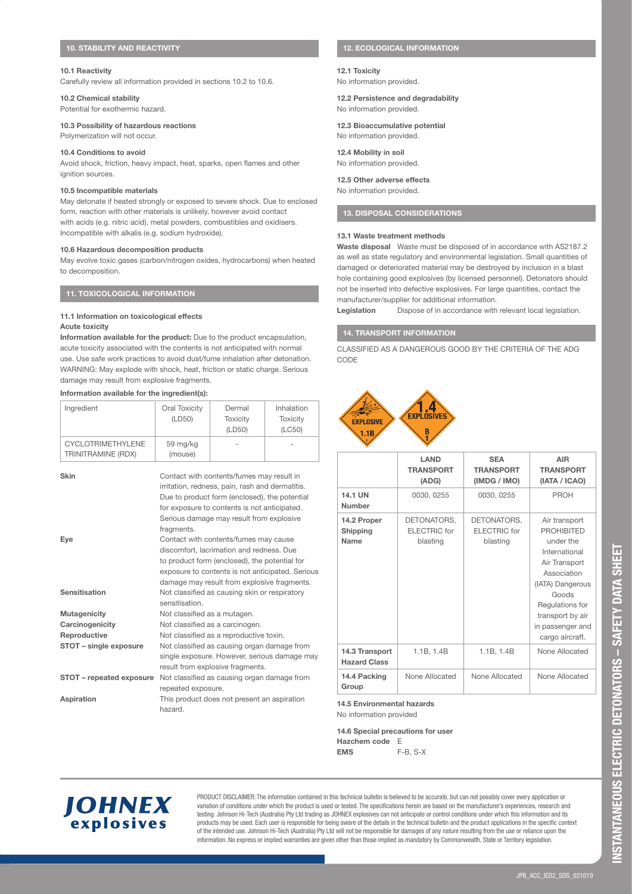## 10. STABILITY AND REACTIVITY

**10.1 Reactivity**
Carefully review all information provided in sections 10.2 to 10.6.

**10.2 Chemical stability**
Potential for exothermic hazard.

**10.3 Possibility of hazardous reactions**
Polymerization will not occur.

**10.4 Conditions to avoid**
Avoid shock, friction, heavy impact, heat, sparks, open flames and other ignition sources.

**10.5 Incompatible materials**
May detonate if heated strongly or exposed to severe shock. Due to enclosed form, reaction with other materials is unlikely, however avoid contact with acids (e.g. nitric acid), metal powders, combustibles and oxidisers. Incompatible with alkalis (e.g. sodium hydroxide).

**10.6 Hazardous decomposition products**
May evolve toxic gases (carbon/nitrogen oxides, hydrocarbons) when heated to decomposition.

## 11. TOXICOLOGICAL INFORMATION

**11.1 Information on toxicological effects**
**Acute toxicity**

**Information available for the product:** Due to the product encapsulation, acute toxicity associated with the contents is not anticipated with normal use. Use safe work practices to avoid dust/fume inhalation after detonation. WARNING: May explode with shock, heat, friction or static charge. Serious damage may result from explosive fragments.

**Information available for the ingredient(s):**

| Ingredient | Oral Toxicity (LD50) | Dermal Toxicity (LD50) | Inhalation Toxicity (LC50) |
|---|---|---|---|
| CYCLOTRIMETHYLENE TRINITRAMINE (RDX) | 59 mg/kg (mouse) | - | - |

| | |
|---|---|
| **Skin** | Contact with contents/fumes may result in irritation, redness, pain, rash and dermatitis. Due to product form (enclosed), the potential for exposure to contents is not anticipated. Serious damage may result from explosive fragments. |
| **Eye** | Contact with contents/fumes may cause discomfort, lacrimation and redness. Due to product form (enclosed), the potential for exposure to contents is not anticipated. Serious damage may result from explosive fragments. |
| **Sensitisation** | Not classified as causing skin or respiratory sensitisation. |
| **Mutagenicity** | Not classified as a mutagen. |
| **Carcinogenicity** | Not classified as a carcinogen. |
| **Reproductive** | Not classified as a reproductive toxin. |
| **STOT – single exposure** | Not classified as causing organ damage from single exposure. However, serious damage may result from explosive fragments. |
| **STOT – repeated exposure** | Not classified as causing organ damage from repeated exposure. |
| **Aspiration** | This product does not present an aspiration hazard. |

## 12. ECOLOGICAL INFORMATION

**12.1 Toxicity**
No information provided.

**12.2 Persistence and degradability**
No information provided.

**12.3 Bioaccumulative potential**
No information provided.

**12.4 Mobility in soil**
No information provided.

**12.5 Other adverse effects**
No information provided.

## 13. DISPOSAL CONSIDERATIONS

**13.1 Waste treatment methods**

**Waste disposal** Waste must be disposed of in accordance with AS2187.2 as well as state regulatory and environmental legislation. Small quantities of damaged or deteriorated material may be destroyed by inclusion in a blast hole containing good explosives (by licensed personnel). Detonators should not be inserted into defective explosives. For large quantities, contact the manufacturer/supplier for additional information.

**Legislation** Dispose of in accordance with relevant local legislation.

## 14. TRANSPORT INFORMATION

CLASSIFIED AS A DANGEROUS GOOD BY THE CRITERIA OF THE ADG CODE

EXPLOSIVE 1.1B 1 — 1.4 EXPLOSIVES B 1

| | LAND TRANSPORT (ADG) | SEA TRANSPORT (IMDG / IMO) | AIR TRANSPORT (IATA / ICAO) |
|---|---|---|---|
| **14.1 UN Number** | 0030, 0255 | 0030, 0255 | PROH |
| **14.2 Proper Shipping Name** | DETONATORS, ELECTRIC for blasting | DETONATORS, ELECTRIC for blasting | Air transport PROHIBITED under the International Air Transport Association (IATA) Dangerous Goods Regulations for transport by air in passenger and cargo aircraft. |
| **14.3 Transport Hazard Class** | 1.1B, 1.4B | 1.1B, 1.4B | None Allocated |
| **14.4 Packing Group** | None Allocated | None Allocated | None Allocated |

**14.5 Environmental hazards**
No information provided

**14.6 Special precautions for user**
**Hazchem code** E
**EMS** F-B, S-X

JOHNEX explosives

PRODUCT DISCLAIMER: The information contained in this technical bulletin is believed to be accurate, but can not possibly cover every application or variation of conditions under which the product is used or tested. The specifications herein are based on the manufacturer's experiences, research and testing. Johnson Hi-Tech (Australia) Pty Ltd trading as JOHNEX explosives can not anticipate or control conditions under which this information and its products may be used. Each user is responsible for being aware of the details in the technical bulletin and the product applications in the specific context of the intended use. Johnson Hi-Tech (Australia) Pty Ltd will not be responsible for damages of any nature resulting from the use or reliance upon the information. No express or implied warranties are given other than those implied as mandatory by Commonwealth, State or Territory legislation.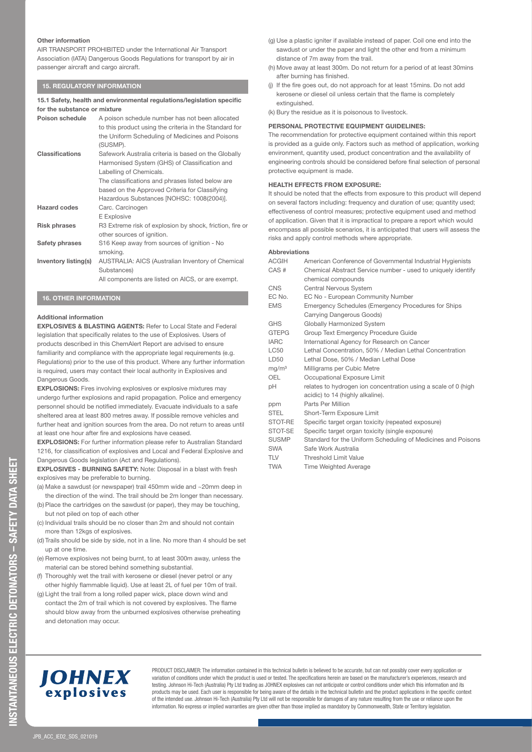**Other information**

AIR TRANSPORT PROHIBITED under the International Air Transport Association (IATA) Dangerous Goods Regulations for transport by air in passenger aircraft and cargo aircraft.

## 15. REGULATORY INFORMATION

### 15.1 Safety, health and environmental regulations/legislation specific for the substance or mixture

| | |
|---|---|
| **Poison schedule** | A poison schedule number has not been allocated to this product using the criteria in the Standard for the Uniform Scheduling of Medicines and Poisons (SUSMP). |
| **Classifications** | Safework Australia criteria is based on the Globally Harmonised System (GHS) of Classification and Labelling of Chemicals. The classifications and phrases listed below are based on the Approved Criteria for Classifying Hazardous Substances [NOHSC: 1008(2004)]. |
| **Hazard codes** | Carc. Carcinogen<br>E Explosive |
| **Risk phrases** | R3 Extreme risk of explosion by shock, friction, fire or other sources of ignition. |
| **Safety phrases** | S16 Keep away from sources of ignition - No smoking. |
| **Inventory listing(s)** | AUSTRALIA: AICS (Australian Inventory of Chemical Substances)<br>All components are listed on AICS, or are exempt. |

## 16. OTHER INFORMATION

**Additional information**

**EXPLOSIVES & BLASTING AGENTS:** Refer to Local State and Federal legislation that specifically relates to the use of Explosives. Users of products described in this ChemAlert Report are advised to ensure familiarity and compliance with the appropriate legal requirements (e.g. Regulations) prior to the use of this product. Where any further information is required, users may contact their local authority in Explosives and Dangerous Goods.

**EXPLOSIONS:** Fires involving explosives or explosive mixtures may undergo further explosions and rapid propagation. Police and emergency personnel should be notified immediately. Evacuate individuals to a safe sheltered area at least 800 metres away. If possible remove vehicles and further heat and ignition sources from the area. Do not return to areas until at least one hour after fire and explosions have ceased.

**EXPLOSIONS:** For further information please refer to Australian Standard 1216, for classification of explosives and Local and Federal Explosive and Dangerous Goods legislation (Act and Regulations).

**EXPLOSIVES - BURNING SAFETY:** Note: Disposal in a blast with fresh explosives may be preferable to burning.

(a) Make a sawdust (or newspaper) trail 450mm wide and ~20mm deep in the direction of the wind. The trail should be 2m longer than necessary.
(b) Place the cartridges on the sawdust (or paper), they may be touching, but not piled on top of each other
(c) Individual trails should be no closer than 2m and should not contain more than 12kgs of explosives.
(d) Trails should be side by side, not in a line. No more than 4 should be set up at one time.
(e) Remove explosives not being burnt, to at least 300m away, unless the material can be stored behind something substantial.
(f) Thoroughly wet the trail with kerosene or diesel (never petrol or any other highly flammable liquid). Use at least 2L of fuel per 10m of trail.
(g) Light the trail from a long rolled paper wick, place down wind and contact the 2m of trail which is not covered by explosives. The flame should blow away from the unburned explosives otherwise preheating and detonation may occur.
(g) Use a plastic igniter if available instead of paper. Coil one end into the sawdust or under the paper and light the other end from a minimum distance of 7m away from the trail.
(h) Move away at least 300m. Do not return for a period of at least 30mins after burning has finished.
(j) If the fire goes out, do not approach for at least 15mins. Do not add kerosene or diesel oil unless certain that the flame is completely extinguished.
(k) Bury the residue as it is poisonous to livestock.

**PERSONAL PROTECTIVE EQUIPMENT GUIDELINES:**

The recommendation for protective equipment contained within this report is provided as a guide only. Factors such as method of application, working environment, quantity used, product concentration and the availability of engineering controls should be considered before final selection of personal protective equipment is made.

**HEALTH EFFECTS FROM EXPOSURE:**

It should be noted that the effects from exposure to this product will depend on several factors including: frequency and duration of use; quantity used; effectiveness of control measures; protective equipment used and method of application. Given that it is impractical to prepare a report which would encompass all possible scenarios, it is anticipated that users will assess the risks and apply control methods where appropriate.

**Abbreviations**

| | |
|---|---|
| ACGIH | American Conference of Governmental Industrial Hygienists |
| CAS # | Chemical Abstract Service number - used to uniquely identify chemical compounds |
| CNS | Central Nervous System |
| EC No. | EC No - European Community Number |
| EMS | Emergency Schedules (Emergency Procedures for Ships Carrying Dangerous Goods) |
| GHS | Globally Harmonized System |
| GTEPG | Group Text Emergency Procedure Guide |
| IARC | International Agency for Research on Cancer |
| LC50 | Lethal Concentration, 50% / Median Lethal Concentration |
| LD50 | Lethal Dose, 50% / Median Lethal Dose |
| $mg/m^3$ | Milligrams per Cubic Metre |
| OEL | Occupational Exposure Limit |
| pH | relates to hydrogen ion concentration using a scale of 0 (high acidic) to 14 (highly alkaline). |
| ppm | Parts Per Million |
| STEL | Short-Term Exposure Limit |
| STOT-RE | Specific target organ toxicity (repeated exposure) |
| STOT-SE | Specific target organ toxicity (single exposure) |
| SUSMP | Standard for the Uniform Scheduling of Medicines and Poisons |
| SWA | Safe Work Australia |
| TLV | Threshold Limit Value |
| TWA | Time Weighted Average |

JOHNEX explosives

PRODUCT DISCLAIMER: The information contained in this technical bulletin is believed to be accurate, but can not possibly cover every application or variation of conditions under which the product is used or tested. The specifications herein are based on the manufacturer's experiences, research and testing. Johnson Hi-Tech (Australia) Pty Ltd trading as JOHNEX explosives can not anticipate or control conditions under which this information and its products may be used. Each user is responsible for being aware of the details in the technical bulletin and the product applications in the specific context of the intended use. Johnson Hi-Tech (Australia) Pty Ltd will not be responsible for damages of any nature resulting from the use or reliance upon the information. No express or implied warranties are given other than those implied as mandatory by Commonwealth, State or Territory legislation.